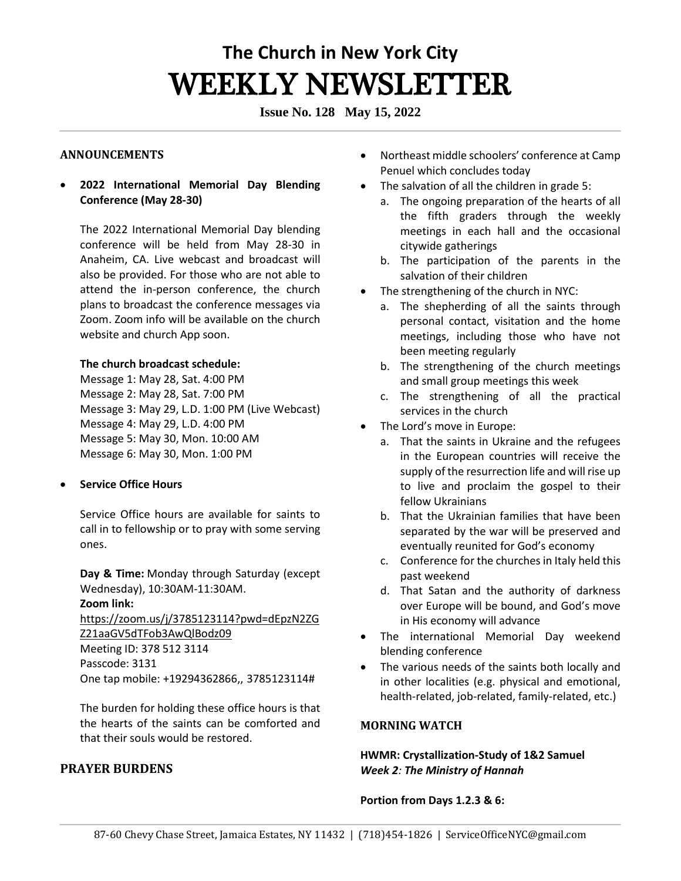# The Church in New York City
# WEEKLY NEWSLETTER

**Issue No. 128 May 15, 2022**

## ANNOUNCEMENTS

- **2022 International Memorial Day Blending Conference (May 28-30)**

  The 2022 International Memorial Day blending conference will be held from May 28-30 in Anaheim, CA. Live webcast and broadcast will also be provided. For those who are not able to attend the in-person conference, the church plans to broadcast the conference messages via Zoom. Zoom info will be available on the church website and church App soon.

  **The church broadcast schedule:**
  Message 1: May 28, Sat. 4:00 PM
  Message 2: May 28, Sat. 7:00 PM
  Message 3: May 29, L.D. 1:00 PM (Live Webcast)
  Message 4: May 29, L.D. 4:00 PM
  Message 5: May 30, Mon. 10:00 AM
  Message 6: May 30, Mon. 1:00 PM

- **Service Office Hours**

  Service Office hours are available for saints to call in to fellowship or to pray with some serving ones.

  **Day & Time:** Monday through Saturday (except Wednesday), 10:30AM-11:30AM.
  **Zoom link:**
  https://zoom.us/j/3785123114?pwd=dEpzN2ZGZ21aaGV5dTFob3AwQlBodz09
  Meeting ID: 378 512 3114
  Passcode: 3131
  One tap mobile: +19294362866,, 3785123114#

  The burden for holding these office hours is that the hearts of the saints can be comforted and that their souls would be restored.

## PRAYER BURDENS

- Northeast middle schoolers' conference at Camp Penuel which concludes today
- The salvation of all the children in grade 5:
  a. The ongoing preparation of the hearts of all the fifth graders through the weekly meetings in each hall and the occasional citywide gatherings
  b. The participation of the parents in the salvation of their children
- The strengthening of the church in NYC:
  a. The shepherding of all the saints through personal contact, visitation and the home meetings, including those who have not been meeting regularly
  b. The strengthening of the church meetings and small group meetings this week
  c. The strengthening of all the practical services in the church
- The Lord's move in Europe:
  a. That the saints in Ukraine and the refugees in the European countries will receive the supply of the resurrection life and will rise up to live and proclaim the gospel to their fellow Ukrainians
  b. That the Ukrainian families that have been separated by the war will be preserved and eventually reunited for God's economy
  c. Conference for the churches in Italy held this past weekend
  d. That Satan and the authority of darkness over Europe will be bound, and God's move in His economy will advance
- The international Memorial Day weekend blending conference
- The various needs of the saints both locally and in other localities (e.g. physical and emotional, health-related, job-related, family-related, etc.)

## MORNING WATCH

**HWMR: Crystallization-Study of 1&2 Samuel**
***Week 2: The Ministry of Hannah***

**Portion from Days 1.2.3 & 6:**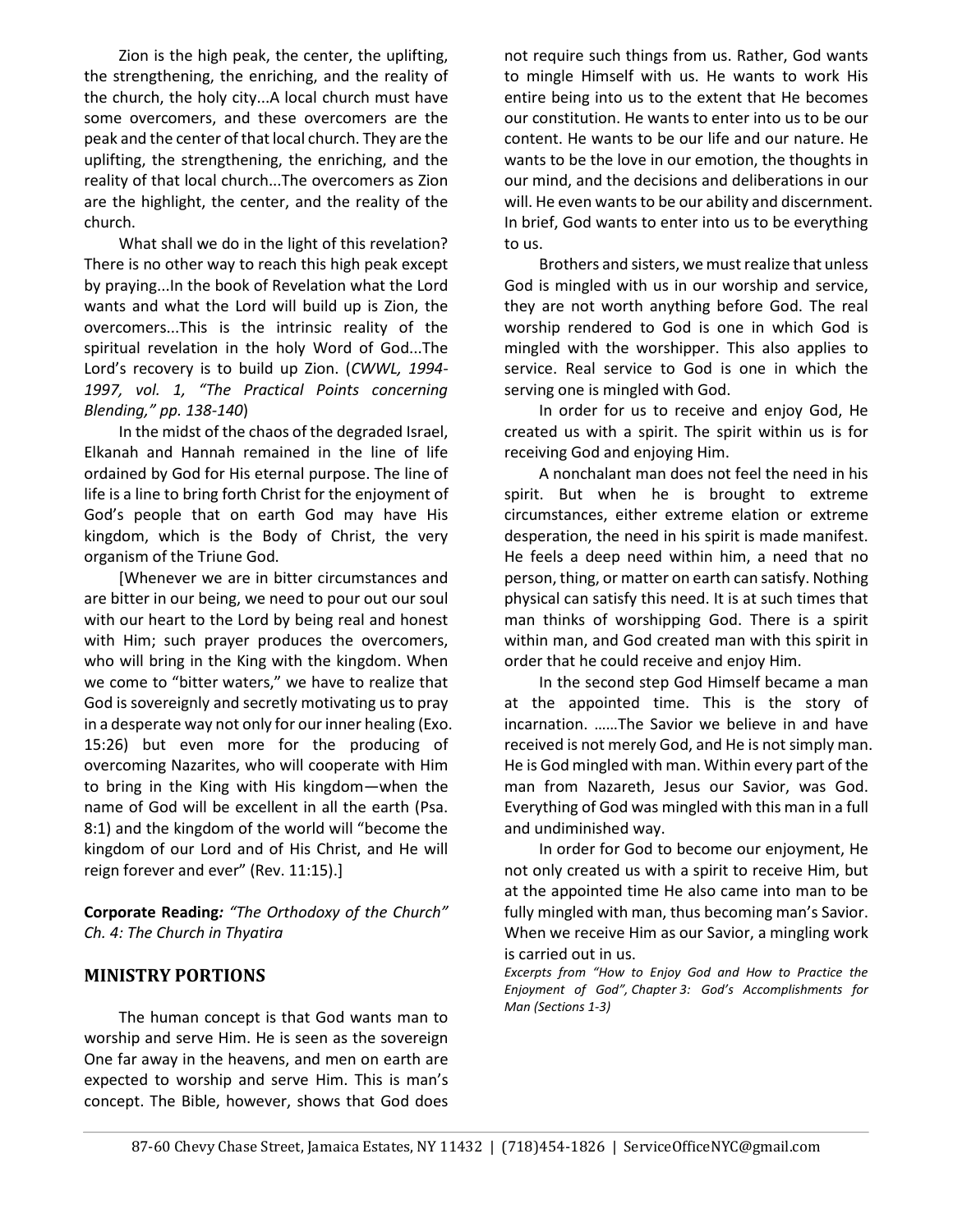Zion is the high peak, the center, the uplifting, the strengthening, the enriching, and the reality of the church, the holy city...A local church must have some overcomers, and these overcomers are the peak and the center of that local church. They are the uplifting, the strengthening, the enriching, and the reality of that local church...The overcomers as Zion are the highlight, the center, and the reality of the church.

What shall we do in the light of this revelation? There is no other way to reach this high peak except by praying...In the book of Revelation what the Lord wants and what the Lord will build up is Zion, the overcomers...This is the intrinsic reality of the spiritual revelation in the holy Word of God...The Lord's recovery is to build up Zion. (*CWWL, 1994-1997, vol. 1, "The Practical Points concerning Blending," pp. 138-140*)

In the midst of the chaos of the degraded Israel, Elkanah and Hannah remained in the line of life ordained by God for His eternal purpose. The line of life is a line to bring forth Christ for the enjoyment of God's people that on earth God may have His kingdom, which is the Body of Christ, the very organism of the Triune God.

[Whenever we are in bitter circumstances and are bitter in our being, we need to pour out our soul with our heart to the Lord by being real and honest with Him; such prayer produces the overcomers, who will bring in the King with the kingdom. When we come to "bitter waters," we have to realize that God is sovereignly and secretly motivating us to pray in a desperate way not only for our inner healing (Exo. 15:26) but even more for the producing of overcoming Nazarites, who will cooperate with Him to bring in the King with His kingdom—when the name of God will be excellent in all the earth (Psa. 8:1) and the kingdom of the world will "become the kingdom of our Lord and of His Christ, and He will reign forever and ever" (Rev. 11:15).]

**Corporate Reading***: "The Orthodoxy of the Church" Ch. 4: The Church in Thyatira*

## MINISTRY PORTIONS

The human concept is that God wants man to worship and serve Him. He is seen as the sovereign One far away in the heavens, and men on earth are expected to worship and serve Him. This is man's concept. The Bible, however, shows that God does not require such things from us. Rather, God wants to mingle Himself with us. He wants to work His entire being into us to the extent that He becomes our constitution. He wants to enter into us to be our content. He wants to be our life and our nature. He wants to be the love in our emotion, the thoughts in our mind, and the decisions and deliberations in our will. He even wants to be our ability and discernment. In brief, God wants to enter into us to be everything to us.

Brothers and sisters, we must realize that unless God is mingled with us in our worship and service, they are not worth anything before God. The real worship rendered to God is one in which God is mingled with the worshipper. This also applies to service. Real service to God is one in which the serving one is mingled with God.

In order for us to receive and enjoy God, He created us with a spirit. The spirit within us is for receiving God and enjoying Him.

A nonchalant man does not feel the need in his spirit. But when he is brought to extreme circumstances, either extreme elation or extreme desperation, the need in his spirit is made manifest. He feels a deep need within him, a need that no person, thing, or matter on earth can satisfy. Nothing physical can satisfy this need. It is at such times that man thinks of worshipping God. There is a spirit within man, and God created man with this spirit in order that he could receive and enjoy Him.

In the second step God Himself became a man at the appointed time. This is the story of incarnation. ……The Savior we believe in and have received is not merely God, and He is not simply man. He is God mingled with man. Within every part of the man from Nazareth, Jesus our Savior, was God. Everything of God was mingled with this man in a full and undiminished way.

In order for God to become our enjoyment, He not only created us with a spirit to receive Him, but at the appointed time He also came into man to be fully mingled with man, thus becoming man's Savior. When we receive Him as our Savior, a mingling work is carried out in us.

*Excerpts from "How to Enjoy God and How to Practice the Enjoyment of God", Chapter 3: God's Accomplishments for Man (Sections 1-3)*

87-60 Chevy Chase Street, Jamaica Estates, NY 11432 | (718)454-1826 | ServiceOfficeNYC@gmail.com